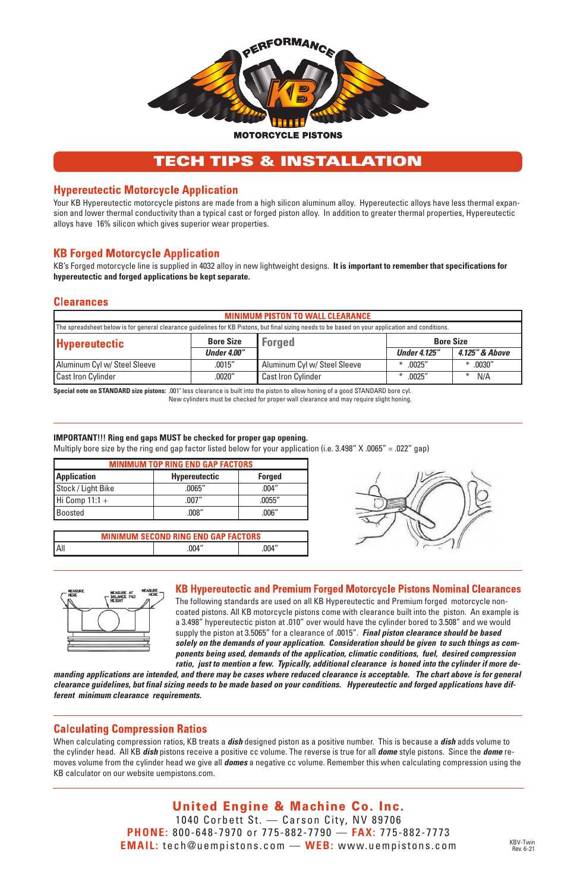PERFORMANCE

KB

MOTORCYCLE PISTONS

# TECH TIPS & INSTALLATION

## Hypereutectic Motorcycle Application

Your KB Hypereutectic motorcycle pistons are made from a high silicon aluminum alloy. Hypereutectic alloys have less thermal expansion and lower thermal conductivity than a typical cast or forged piston alloy. In addition to greater thermal properties, Hypereutectic alloys have 16% silicon which gives superior wear properties.

## KB Forged Motorcycle Application

KB's Forged motorcycle line is supplied in 4032 alloy in new lightweight designs. **It is important to remember that specifications for hypereutectic and forged applications be kept separate.**

## Clearances

**MINIMUM PISTON TO WALL CLEARANCE**

The spreadsheet below is for general clearance guidelines for KB Pistons, but final sizing needs to be based on your application and conditions.

| **Hypereutectic** | **Bore Size** | **Forged** | **Bore Size** | |
|---|---|---|---|---|
| | ***Under 4.00"*** | | ***Under 4.125"*** | ***4.125" & Above*** |
| Aluminum Cyl w/ Steel Sleeve | .0015" | Aluminum Cyl w/ Steel Sleeve | * .0025" | * .0030" |
| Cast Iron Cylinder | .0020" | Cast Iron Cylinder | * .0025" | * N/A |

**Special note on STANDARD size pistons:** .001" less clearance is built into the piston to allow honing of a good STANDARD bore cyl. New cylinders must be checked for proper wall clearance and may require slight honing.

**IMPORTANT!!! Ring end gaps MUST be checked for proper gap opening.**
Multiply bore size by the ring end gap factor listed below for your application (i.e. 3.498" X .0065" = .022" gap)

**MINIMUM TOP RING END GAP FACTORS**

| **Application** | **Hypereutectic** | **Forged** |
|---|---|---|
| Stock / Light Bike | .0065" | .004" |
| Hi Comp 11:1 + | .007" | .0055" |
| Boosted | .008" | .006" |

**MINIMUM SECOND RING END GAP FACTORS**

| | | |
|---|---|---|
| All | .004" | .004" |

MEASURE HERE — MEASURE AT BALANCE PAD HEIGHT — MEASURE HERE

## KB Hypereutectic and Premium Forged Motorcycle Pistons Nominal Clearances

The following standards are used on all KB Hypereutectic and Premium forged motorcycle non-coated pistons. All KB motorcycle pistons come with clearance built into the piston. An example is a 3.498" hypereutectic piston at .010" over would have the cylinder bored to 3.508" and we would supply the piston at 3.5065" for a clearance of .0015". ***Final piston clearance should be based solely on the demands of your application. Consideration should be given to such things as components being used, demands of the application, climatic conditions, fuel, desired compression ratio, just to mention a few. Typically, additional clearance is honed into the cylinder if more demanding applications are intended, and there may be cases where reduced clearance is acceptable. The chart above is for general clearance guidelines, but final sizing needs to be made based on your conditions. Hypereutectic and forged applications have different minimum clearance requirements.***

## Calculating Compression Ratios

When calculating compression ratios, KB treats a ***dish*** designed piston as a positive number. This is because a ***dish*** adds volume to the cylinder head. All KB ***dish*** pistons receive a positive cc volume. The reverse is true for all ***dome*** style pistons. Since the ***dome*** removes volume from the cylinder head we give all ***domes*** a negative cc volume. Remember this when calculating compression using the KB calculator on our website uempistons.com.

**United Engine & Machine Co. Inc.**
1040 Corbett St. — Carson City, NV 89706
**PHONE:** 800-648-7970 or 775-882-7790 — **FAX:** 775-882-7773
**EMAIL:** tech@uempistons.com — **WEB:** www.uempistons.com

KBV-Twin
Rev. 6-21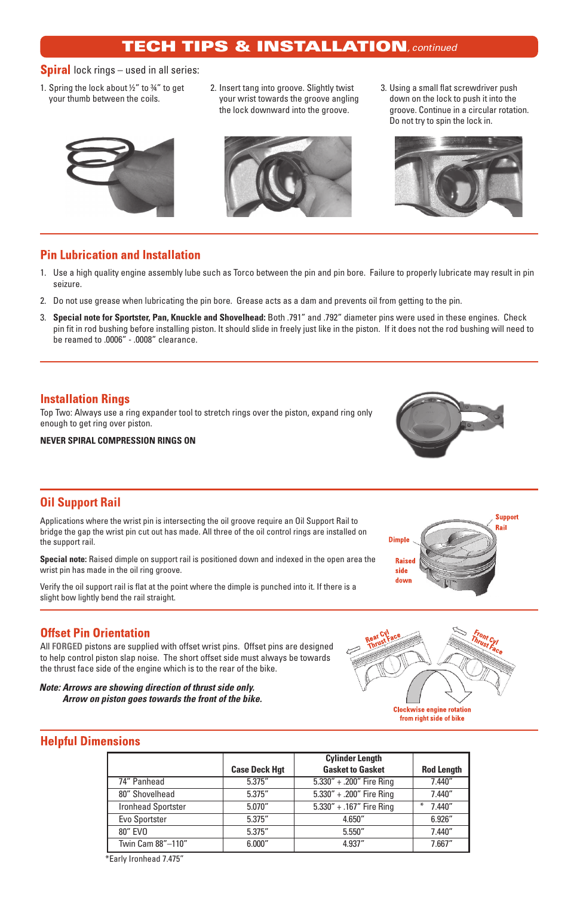# TECH TIPS & INSTALLATION, *continued*

**Spiral** lock rings – used in all series:

1. Spring the lock about ½" to ¾" to get your thumb between the coils.
2. Insert tang into groove. Slightly twist your wrist towards the groove angling the lock downward into the groove.
3. Using a small flat screwdriver push down on the lock to push it into the groove. Continue in a circular rotation. Do not try to spin the lock in.

## Pin Lubrication and Installation

1. Use a high quality engine assembly lube such as Torco between the pin and pin bore. Failure to properly lubricate may result in pin seizure.
2. Do not use grease when lubricating the pin bore. Grease acts as a dam and prevents oil from getting to the pin.
3. **Special note for Sportster, Pan, Knuckle and Shovelhead:** Both .791" and .792" diameter pins were used in these engines. Check pin fit in rod bushing before installing piston. It should slide in freely just like in the piston. If it does not the rod bushing will need to be reamed to .0006" - .0008" clearance.

## Installation Rings

Top Two: Always use a ring expander tool to stretch rings over the piston, expand ring only enough to get ring over piston.

**NEVER SPIRAL COMPRESSION RINGS ON**

## Oil Support Rail

Applications where the wrist pin is intersecting the oil groove require an Oil Support Rail to bridge the gap the wrist pin cut out has made. All three of the oil control rings are installed on the support rail.

**Special note:** Raised dimple on support rail is positioned down and indexed in the open area the wrist pin has made in the oil ring groove.

Verify the oil support rail is flat at the point where the dimple is punched into it. If there is a slight bow lightly bend the rail straight.

Support Rail
Dimple
Raised side down

## Offset Pin Orientation

All **FORGED** pistons are supplied with offset wrist pins. Offset pins are designed to help control piston slap noise. The short offset side must always be towards the thrust face side of the engine which is to the rear of the bike.

***Note: Arrows are showing direction of thrust side only.***
***Arrow on piston goes towards the front of the bike.***

Rear Cyl Thrust Face
Front Cyl Thrust Face
Clockwise engine rotation from right side of bike

## Helpful Dimensions

| | Case Deck Hgt | Cylinder Length Gasket to Gasket | Rod Length |
|---|---|---|---|
| 74" Panhead | 5.375" | 5.330" + .200" Fire Ring | 7.440" |
| 80" Shovelhead | 5.375" | 5.330" + .200" Fire Ring | 7.440" |
| Ironhead Sportster | 5.070" | 5.330" + .167" Fire Ring | * 7.440" |
| Evo Sportster | 5.375" | 4.650" | 6.926" |
| 80" EVO | 5.375" | 5.550" | 7.440" |
| Twin Cam 88"–110" | 6.000" | 4.937" | 7.667" |

*Early Ironhead 7.475"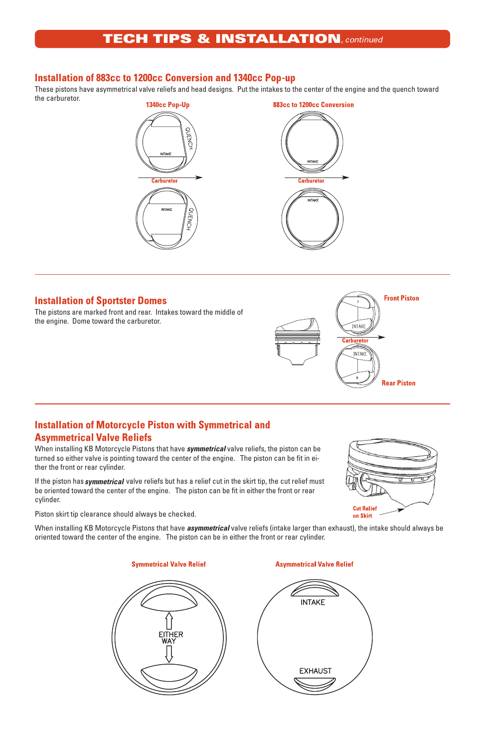# TECH TIPS & INSTALLATION, *continued*

## Installation of 883cc to 1200cc Conversion and 1340cc Pop-up

These pistons have asymmetrical valve reliefs and head designs. Put the intakes to the center of the engine and the quench toward the carburetor.

1340cc Pop-Up

883cc to 1200cc Conversion

## Installation of Sportster Domes

The pistons are marked front and rear. Intakes toward the middle of the engine. Dome toward the carburetor.

Front Piston

Rear Piston

## Installation of Motorcycle Piston with Symmetrical and Asymmetrical Valve Reliefs

When installing KB Motorcycle Pistons that have ***symmetrical*** valve reliefs, the piston can be turned so either valve is pointing toward the center of the engine. The piston can be fit in either the front or rear cylinder.

If the piston has ***symmetrical*** valve reliefs but has a relief cut in the skirt tip, the cut relief must be oriented toward the center of the engine. The piston can be fit in either the front or rear cylinder.

Piston skirt tip clearance should always be checked.

Cut Relief on Skirt

When installing KB Motorcycle Pistons that have ***asymmetrical*** valve reliefs (intake larger than exhaust), the intake should always be oriented toward the center of the engine. The piston can be in either the front or rear cylinder.

Symmetrical Valve Relief

Asymmetrical Valve Relief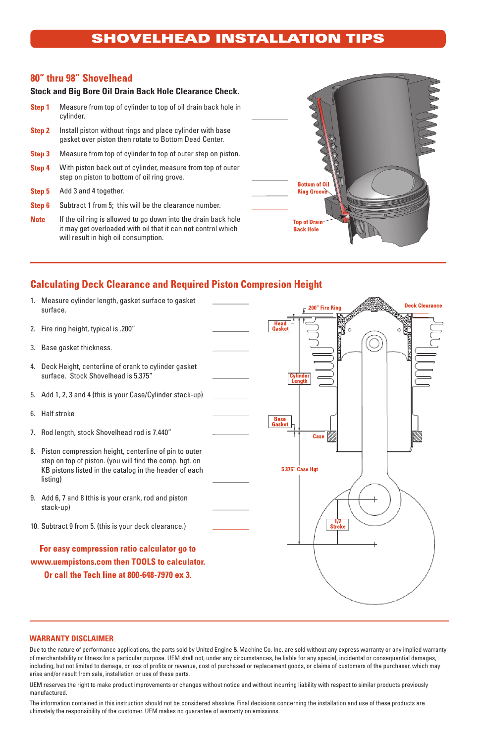# SHOVELHEAD INSTALLATION TIPS

## 80" thru 98" Shovelhead

### Stock and Big Bore Oil Drain Back Hole Clearance Check.

**Step 1** Measure from top of cylinder to top of oil drain back hole in cylinder. ________

**Step 2** Install piston without rings and place cylinder with base gasket over piston then rotate to Bottom Dead Center.

**Step 3** Measure from top of cylinder to top of outer step on piston. ________

**Step 4** With piston back out of cylinder, measure from top of outer step on piston to bottom of oil ring grove. ________

**Step 5** Add 3 and 4 together. ________

**Step 6** Subtract 1 from 5; this will be the clearance number. ________

**Note** If the oil ring is allowed to go down into the drain back hole it may get overloaded with oil that it can not control which will result in high oil consumption.

Bottom of Oil Ring Groove

Top of Drain Back Hole

## Calculating Deck Clearance and Required Piston Compression Height

1. Measure cylinder length, gasket surface to gasket surface. ________
2. Fire ring height, typical is .200" ________
3. Base gasket thickness. ________
4. Deck Height, centerline of crank to cylinder gasket surface. Stock Shovelhead is 5.375" ________
5. Add 1, 2, 3 and 4 (this is your Case/Cylinder stack-up) ________
6. Half stroke ________
7. Rod length, stock Shovelhead rod is 7.440" ________
8. Piston compression height, centerline of pin to outer step on top of piston. (you will find the comp. hgt. on KB pistons listed in the catalog in the header of each listing) ________
9. Add 6, 7 and 8 (this is your crank, rod and piston stack-up) ________
10. Subtract 9 from 5. (this is your deck clearance.) ________

.200" Fire Ring

Deck Clearance

Head Gasket

Cylinder Length

Base Gasket

Case

5.375" Case Hgt.

1/2 Stroke

**For easy compression ratio calculator go to www.uempistons.com then TOOLS to calculator. Or call the Tech line at 800-648-7970 ex 3.**

### WARRANTY DISCLAIMER

Due to the nature of performance applications, the parts sold by United Engine & Machine Co. Inc. are sold without any express warranty or any implied warranty of merchantability or fitness for a particular purpose. UEM shall not, under any circumstances, be liable for any special, incidental or consequential damages, including, but not limited to damage, or loss of profits or revenue, cost of purchased or replacement goods, or claims of customers of the purchaser, which may arise and/or result from sale, installation or use of these parts.

UEM reserves the right to make product improvements or changes without notice and without incurring liability with respect to similar products previously manufactured.

The information contained in this instruction should not be considered absolute. Final decisions concerning the installation and use of these products are ultimately the responsibility of the customer. UEM makes no guarantee of warranty on emissions.